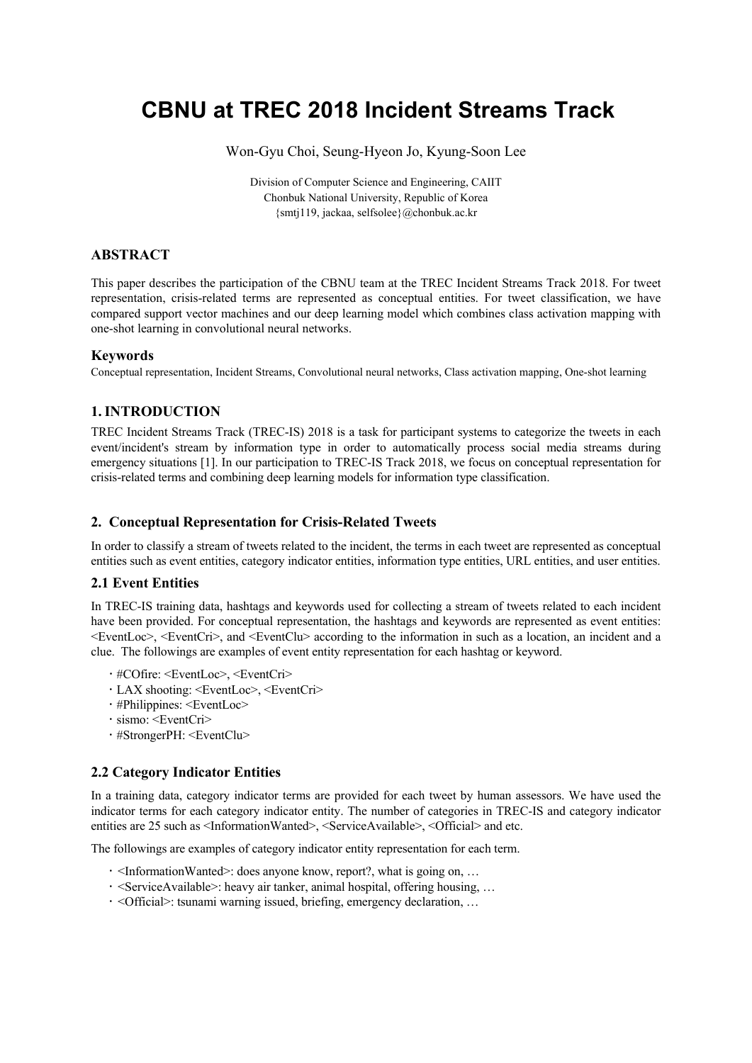# CBNU at TREC 2018 Incident Streams Track

Won-Gyu Choi, Seung-Hyeon Jo, Kyung-Soon Lee

Division of Computer Science and Engineering, CAIIT
Chonbuk National University, Republic of Korea
{smtj119, jackaa, selfsolee}@chonbuk.ac.kr

### ABSTRACT

This paper describes the participation of the CBNU team at the TREC Incident Streams Track 2018. For tweet representation, crisis-related terms are represented as conceptual entities. For tweet classification, we have compared support vector machines and our deep learning model which combines class activation mapping with one-shot learning in convolutional neural networks.

### Keywords

Conceptual representation, Incident Streams, Convolutional neural networks, Class activation mapping, One-shot learning

## 1. INTRODUCTION

TREC Incident Streams Track (TREC-IS) 2018 is a task for participant systems to categorize the tweets in each event/incident's stream by information type in order to automatically process social media streams during emergency situations [1]. In our participation to TREC-IS Track 2018, we focus on conceptual representation for crisis-related terms and combining deep learning models for information type classification.

## 2. Conceptual Representation for Crisis-Related Tweets

In order to classify a stream of tweets related to the incident, the terms in each tweet are represented as conceptual entities such as event entities, category indicator entities, information type entities, URL entities, and user entities.

### 2.1 Event Entities

In TREC-IS training data, hashtags and keywords used for collecting a stream of tweets related to each incident have been provided. For conceptual representation, the hashtags and keywords are represented as event entities: <EventLoc>, <EventCri>, and <EventClu> according to the information in such as a location, an incident and a clue. The followings are examples of event entity representation for each hashtag or keyword.

- #COfire: <EventLoc>, <EventCri>
- LAX shooting: <EventLoc>, <EventCri>
- #Philippines: <EventLoc>
- sismo: <EventCri>
- #StrongerPH: <EventClu>

### 2.2 Category Indicator Entities

In a training data, category indicator terms are provided for each tweet by human assessors. We have used the indicator terms for each category indicator entity. The number of categories in TREC-IS and category indicator entities are 25 such as <InformationWanted>, <ServiceAvailable>, <Official> and etc.

The followings are examples of category indicator entity representation for each term.

- <InformationWanted>: does anyone know, report?, what is going on, …
- <ServiceAvailable>: heavy air tanker, animal hospital, offering housing, …
- <Official>: tsunami warning issued, briefing, emergency declaration, …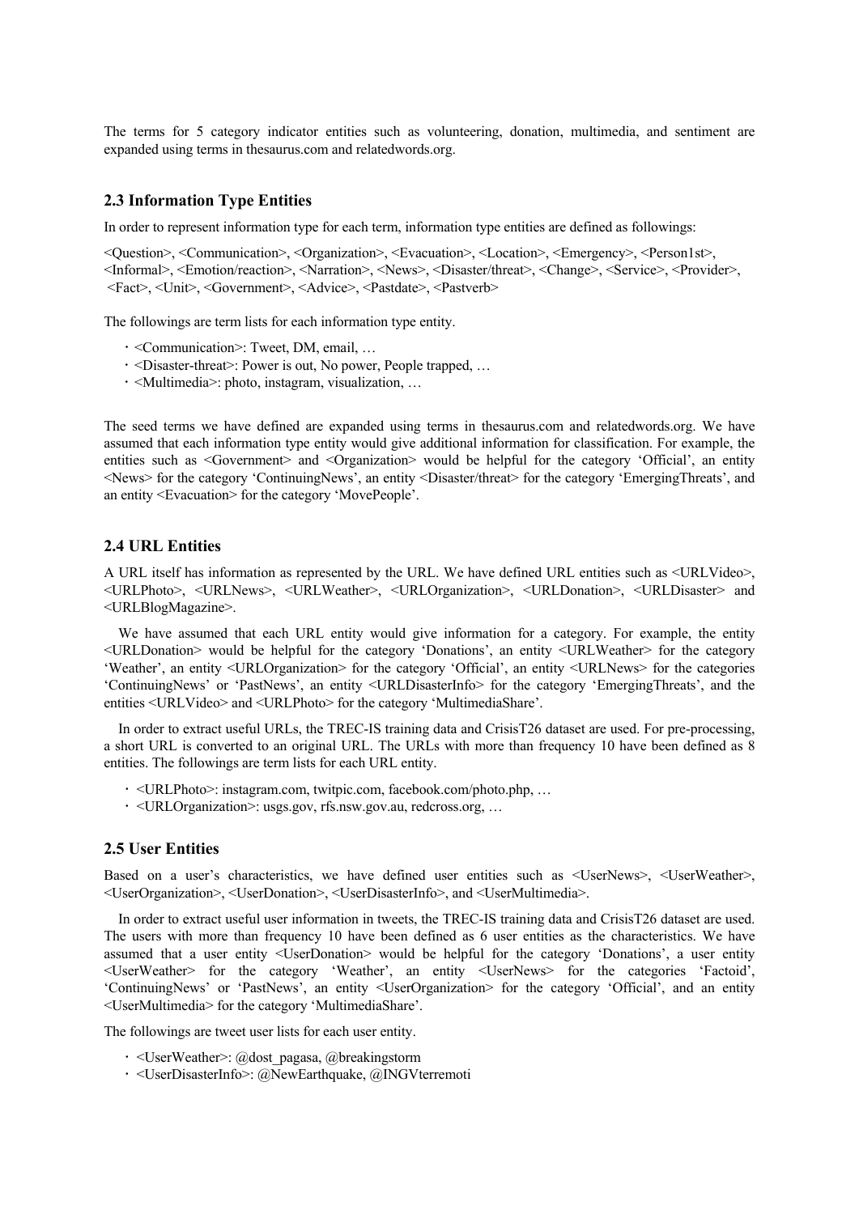The terms for 5 category indicator entities such as volunteering, donation, multimedia, and sentiment are expanded using terms in thesaurus.com and relatedwords.org.

### 2.3 Information Type Entities

In order to represent information type for each term, information type entities are defined as followings:

<Question>, <Communication>, <Organization>, <Evacuation>, <Location>, <Emergency>, <Person1st>, <Informal>, <Emotion/reaction>, <Narration>, <News>, <Disaster/threat>, <Change>, <Service>, <Provider>, <Fact>, <Unit>, <Government>, <Advice>, <Pastdate>, <Pastverb>

The followings are term lists for each information type entity.

- <Communication>: Tweet, DM, email, …
- <Disaster-threat>: Power is out, No power, People trapped, …
- <Multimedia>: photo, instagram, visualization, …

The seed terms we have defined are expanded using terms in thesaurus.com and relatedwords.org. We have assumed that each information type entity would give additional information for classification. For example, the entities such as <Government> and <Organization> would be helpful for the category 'Official', an entity <News> for the category 'ContinuingNews', an entity <Disaster/threat> for the category 'EmergingThreats', and an entity <Evacuation> for the category 'MovePeople'.

### 2.4 URL Entities

A URL itself has information as represented by the URL. We have defined URL entities such as <URLVideo>, <URLPhoto>, <URLNews>, <URLWeather>, <URLOrganization>, <URLDonation>, <URLDisaster> and <URLBlogMagazine>.

We have assumed that each URL entity would give information for a category. For example, the entity <URLDonation> would be helpful for the category 'Donations', an entity <URLWeather> for the category 'Weather', an entity <URLOrganization> for the category 'Official', an entity <URLNews> for the categories 'ContinuingNews' or 'PastNews', an entity <URLDisasterInfo> for the category 'EmergingThreats', and the entities <URLVideo> and <URLPhoto> for the category 'MultimediaShare'.

In order to extract useful URLs, the TREC-IS training data and CrisisT26 dataset are used. For pre-processing, a short URL is converted to an original URL. The URLs with more than frequency 10 have been defined as 8 entities. The followings are term lists for each URL entity.

- <URLPhoto>: instagram.com, twitpic.com, facebook.com/photo.php, …
- <URLOrganization>: usgs.gov, rfs.nsw.gov.au, redcross.org, …

### 2.5 User Entities

Based on a user's characteristics, we have defined user entities such as <UserNews>, <UserWeather>, <UserOrganization>, <UserDonation>, <UserDisasterInfo>, and <UserMultimedia>.

In order to extract useful user information in tweets, the TREC-IS training data and CrisisT26 dataset are used. The users with more than frequency 10 have been defined as 6 user entities as the characteristics. We have assumed that a user entity <UserDonation> would be helpful for the category 'Donations', a user entity <UserWeather> for the category 'Weather', an entity <UserNews> for the categories 'Factoid', 'ContinuingNews' or 'PastNews', an entity <UserOrganization> for the category 'Official', and an entity <UserMultimedia> for the category 'MultimediaShare'.

The followings are tweet user lists for each user entity.

- <UserWeather>: @dost_pagasa, @breakingstorm
- <UserDisasterInfo>: @NewEarthquake, @INGVterremoti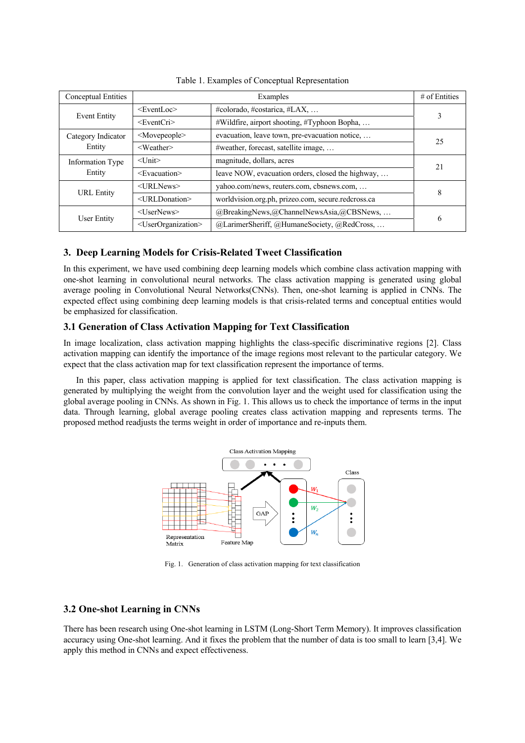Table 1. Examples of Conceptual Representation

| Conceptual Entities | Examples | | # of Entities |
|---|---|---|---|
| Event Entity | <EventLoc> | #colorado, #costarica, #LAX, … | 3 |
| | <EventCri> | #Wildfire, airport shooting, #Typhoon Bopha, … | |
| Category Indicator Entity | <Movepeople> | evacuation, leave town, pre-evacuation notice, … | 25 |
| | <Weather> | #weather, forecast, satellite image, … | |
| Information Type Entity | <Unit> | magnitude, dollars, acres | 21 |
| | <Evacuation> | leave NOW, evacuation orders, closed the highway, … | |
| URL Entity | <URLNews> | yahoo.com/news, reuters.com, cbsnews.com, … | 8 |
| | <URLDonation> | worldvision.org.ph, prizeo.com, secure.redcross.ca | |
| User Entity | <UserNews> | @BreakingNews,@ChannelNewsAsia,@CBSNews, … | 6 |
| | <UserOrganization> | @LarimerSheriff, @HumaneSociety, @RedCross, … | |

## 3. Deep Learning Models for Crisis-Related Tweet Classification

In this experiment, we have used combining deep learning models which combine class activation mapping with one-shot learning in convolutional neural networks. The class activation mapping is generated using global average pooling in Convolutional Neural Networks(CNNs). Then, one-shot learning is applied in CNNs. The expected effect using combining deep learning models is that crisis-related terms and conceptual entities would be emphasized for classification.

### 3.1 Generation of Class Activation Mapping for Text Classification

In image localization, class activation mapping highlights the class-specific discriminative regions [2]. Class activation mapping can identify the importance of the image regions most relevant to the particular category. We expect that the class activation map for text classification represent the importance of terms.

In this paper, class activation mapping is applied for text classification. The class activation mapping is generated by multiplying the weight from the convolution layer and the weight used for classification using the global average pooling in CNNs. As shown in Fig. 1. This allows us to check the importance of terms in the input data. Through learning, global average pooling creates class activation mapping and represents terms. The proposed method readjusts the terms weight in order of importance and re-inputs them.

Fig. 1. Generation of class activation mapping for text classification

### 3.2 One-shot Learning in CNNs

There has been research using One-shot learning in LSTM (Long-Short Term Memory). It improves classification accuracy using One-shot learning. And it fixes the problem that the number of data is too small to learn [3,4]. We apply this method in CNNs and expect effectiveness.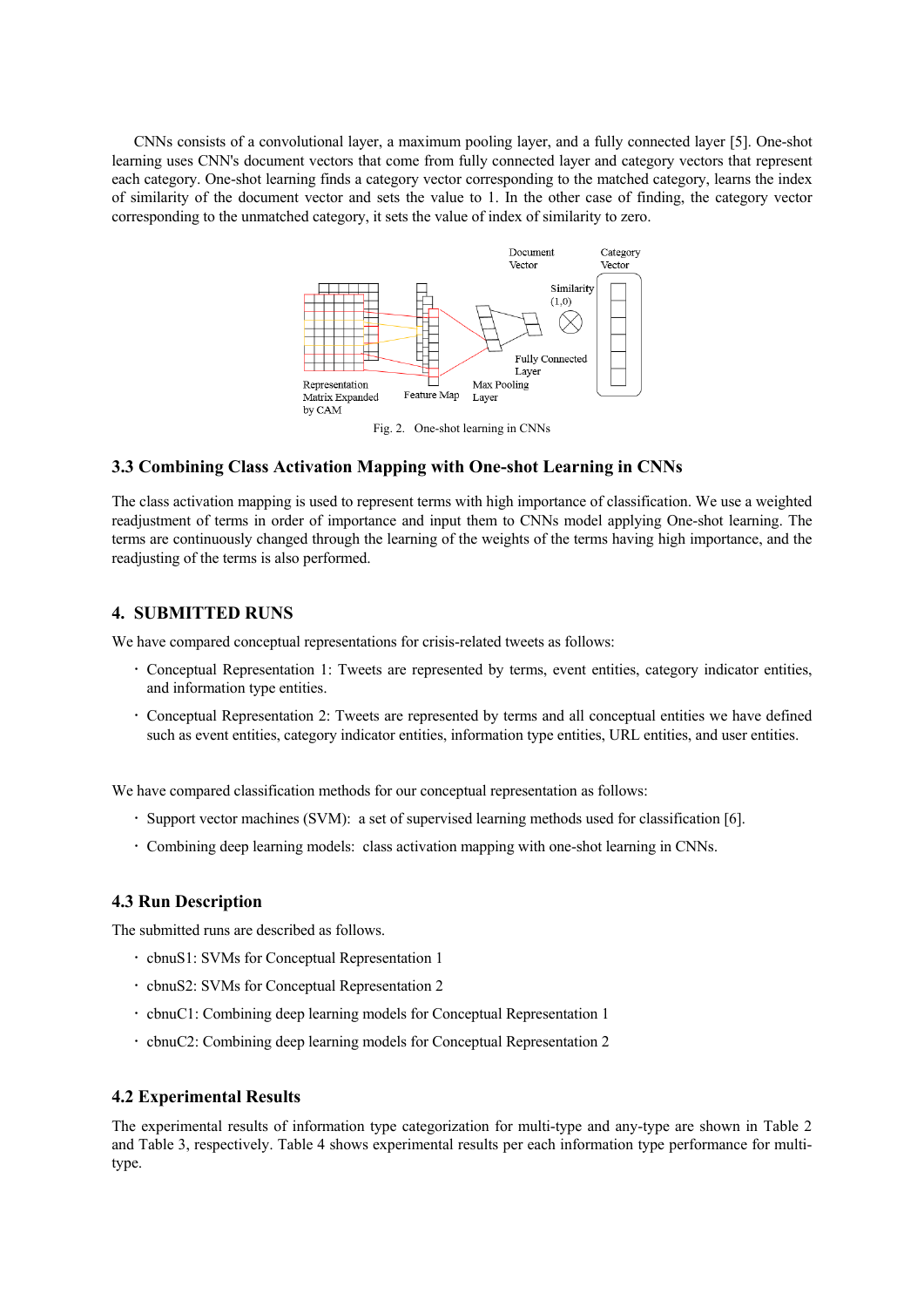CNNs consists of a convolutional layer, a maximum pooling layer, and a fully connected layer [5]. One-shot learning uses CNN's document vectors that come from fully connected layer and category vectors that represent each category. One-shot learning finds a category vector corresponding to the matched category, learns the index of similarity of the document vector and sets the value to 1. In the other case of finding, the category vector corresponding to the unmatched category, it sets the value of index of similarity to zero.

Fig. 2. One-shot learning in CNNs

### 3.3 Combining Class Activation Mapping with One-shot Learning in CNNs

The class activation mapping is used to represent terms with high importance of classification. We use a weighted readjustment of terms in order of importance and input them to CNNs model applying One-shot learning. The terms are continuously changed through the learning of the weights of the terms having high importance, and the readjusting of the terms is also performed.

## 4. SUBMITTED RUNS

We have compared conceptual representations for crisis-related tweets as follows:

- Conceptual Representation 1: Tweets are represented by terms, event entities, category indicator entities, and information type entities.
- Conceptual Representation 2: Tweets are represented by terms and all conceptual entities we have defined such as event entities, category indicator entities, information type entities, URL entities, and user entities.

We have compared classification methods for our conceptual representation as follows:

- Support vector machines (SVM): a set of supervised learning methods used for classification [6].
- Combining deep learning models: class activation mapping with one-shot learning in CNNs.

### 4.3 Run Description

The submitted runs are described as follows.

- cbnuS1: SVMs for Conceptual Representation 1
- cbnuS2: SVMs for Conceptual Representation 2
- cbnuC1: Combining deep learning models for Conceptual Representation 1
- cbnuC2: Combining deep learning models for Conceptual Representation 2

### 4.2 Experimental Results

The experimental results of information type categorization for multi-type and any-type are shown in Table 2 and Table 3, respectively. Table 4 shows experimental results per each information type performance for multi-type.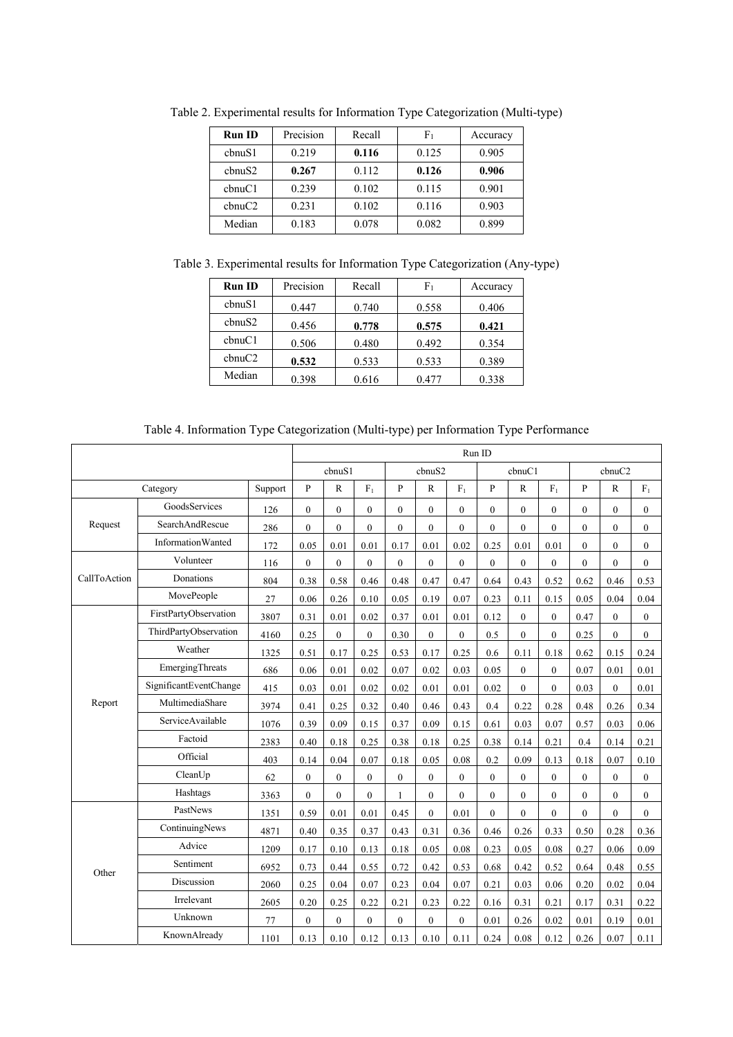Table 2. Experimental results for Information Type Categorization (Multi-type)

| **Run ID** | Precision | Recall | $F_1$ | Accuracy |
|---|---|---|---|---|
| cbnuS1 | 0.219 | **0.116** | 0.125 | 0.905 |
| cbnuS2 | **0.267** | 0.112 | **0.126** | **0.906** |
| cbnuC1 | 0.239 | 0.102 | 0.115 | 0.901 |
| cbnuC2 | 0.231 | 0.102 | 0.116 | 0.903 |
| Median | 0.183 | 0.078 | 0.082 | 0.899 |

Table 3. Experimental results for Information Type Categorization (Any-type)

| **Run ID** | Precision | Recall | $F_1$ | Accuracy |
|---|---|---|---|---|
| cbnuS1 | 0.447 | 0.740 | 0.558 | 0.406 |
| cbnuS2 | 0.456 | **0.778** | **0.575** | **0.421** |
| cbnuC1 | 0.506 | 0.480 | 0.492 | 0.354 |
| cbnuC2 | **0.532** | 0.533 | 0.533 | 0.389 |
| Median | 0.398 | 0.616 | 0.477 | 0.338 |

Table 4. Information Type Categorization (Multi-type) per Information Type Performance

| | | | Run ID | | | | | | | | | | | |
|---|---|---|---|---|---|---|---|---|---|---|---|---|---|---|
| | | | cbnuS1 | | | cbnuS2 | | | cbnuC1 | | | cbnuC2 | | |
| Category | | Support | P | R | $F_1$ | P | R | $F_1$ | P | R | $F_1$ | P | R | $F_1$ |
| Request | GoodsServices | 126 | 0 | 0 | 0 | 0 | 0 | 0 | 0 | 0 | 0 | 0 | 0 | 0 |
| | SearchAndRescue | 286 | 0 | 0 | 0 | 0 | 0 | 0 | 0 | 0 | 0 | 0 | 0 | 0 |
| | InformationWanted | 172 | 0.05 | 0.01 | 0.01 | 0.17 | 0.01 | 0.02 | 0.25 | 0.01 | 0.01 | 0 | 0 | 0 |
| CallToAction | Volunteer | 116 | 0 | 0 | 0 | 0 | 0 | 0 | 0 | 0 | 0 | 0 | 0 | 0 |
| | Donations | 804 | 0.38 | 0.58 | 0.46 | 0.48 | 0.47 | 0.47 | 0.64 | 0.43 | 0.52 | 0.62 | 0.46 | 0.53 |
| | MovePeople | 27 | 0.06 | 0.26 | 0.10 | 0.05 | 0.19 | 0.07 | 0.23 | 0.11 | 0.15 | 0.05 | 0.04 | 0.04 |
| Report | FirstPartyObservation | 3807 | 0.31 | 0.01 | 0.02 | 0.37 | 0.01 | 0.01 | 0.12 | 0 | 0 | 0.47 | 0 | 0 |
| | ThirdPartyObservation | 4160 | 0.25 | 0 | 0 | 0.30 | 0 | 0 | 0.5 | 0 | 0 | 0.25 | 0 | 0 |
| | Weather | 1325 | 0.51 | 0.17 | 0.25 | 0.53 | 0.17 | 0.25 | 0.6 | 0.11 | 0.18 | 0.62 | 0.15 | 0.24 |
| | EmergingThreats | 686 | 0.06 | 0.01 | 0.02 | 0.07 | 0.02 | 0.03 | 0.05 | 0 | 0 | 0.07 | 0.01 | 0.01 |
| | SignificantEventChange | 415 | 0.03 | 0.01 | 0.02 | 0.02 | 0.01 | 0.01 | 0.02 | 0 | 0 | 0.03 | 0 | 0.01 |
| | MultimediaShare | 3974 | 0.41 | 0.25 | 0.32 | 0.40 | 0.46 | 0.43 | 0.4 | 0.22 | 0.28 | 0.48 | 0.26 | 0.34 |
| | ServiceAvailable | 1076 | 0.39 | 0.09 | 0.15 | 0.37 | 0.09 | 0.15 | 0.61 | 0.03 | 0.07 | 0.57 | 0.03 | 0.06 |
| | Factoid | 2383 | 0.40 | 0.18 | 0.25 | 0.38 | 0.18 | 0.25 | 0.38 | 0.14 | 0.21 | 0.4 | 0.14 | 0.21 |
| | Official | 403 | 0.14 | 0.04 | 0.07 | 0.18 | 0.05 | 0.08 | 0.2 | 0.09 | 0.13 | 0.18 | 0.07 | 0.10 |
| | CleanUp | 62 | 0 | 0 | 0 | 0 | 0 | 0 | 0 | 0 | 0 | 0 | 0 | 0 |
| | Hashtags | 3363 | 0 | 0 | 0 | 1 | 0 | 0 | 0 | 0 | 0 | 0 | 0 | 0 |
| Other | PastNews | 1351 | 0.59 | 0.01 | 0.01 | 0.45 | 0 | 0.01 | 0 | 0 | 0 | 0 | 0 | 0 |
| | ContinuingNews | 4871 | 0.40 | 0.35 | 0.37 | 0.43 | 0.31 | 0.36 | 0.46 | 0.26 | 0.33 | 0.50 | 0.28 | 0.36 |
| | Advice | 1209 | 0.17 | 0.10 | 0.13 | 0.18 | 0.05 | 0.08 | 0.23 | 0.05 | 0.08 | 0.27 | 0.06 | 0.09 |
| | Sentiment | 6952 | 0.73 | 0.44 | 0.55 | 0.72 | 0.42 | 0.53 | 0.68 | 0.42 | 0.52 | 0.64 | 0.48 | 0.55 |
| | Discussion | 2060 | 0.25 | 0.04 | 0.07 | 0.23 | 0.04 | 0.07 | 0.21 | 0.03 | 0.06 | 0.20 | 0.02 | 0.04 |
| | Irrelevant | 2605 | 0.20 | 0.25 | 0.22 | 0.21 | 0.23 | 0.22 | 0.16 | 0.31 | 0.21 | 0.17 | 0.31 | 0.22 |
| | Unknown | 77 | 0 | 0 | 0 | 0 | 0 | 0 | 0.01 | 0.26 | 0.02 | 0.01 | 0.19 | 0.01 |
| | KnownAlready | 1101 | 0.13 | 0.10 | 0.12 | 0.13 | 0.10 | 0.11 | 0.24 | 0.08 | 0.12 | 0.26 | 0.07 | 0.11 |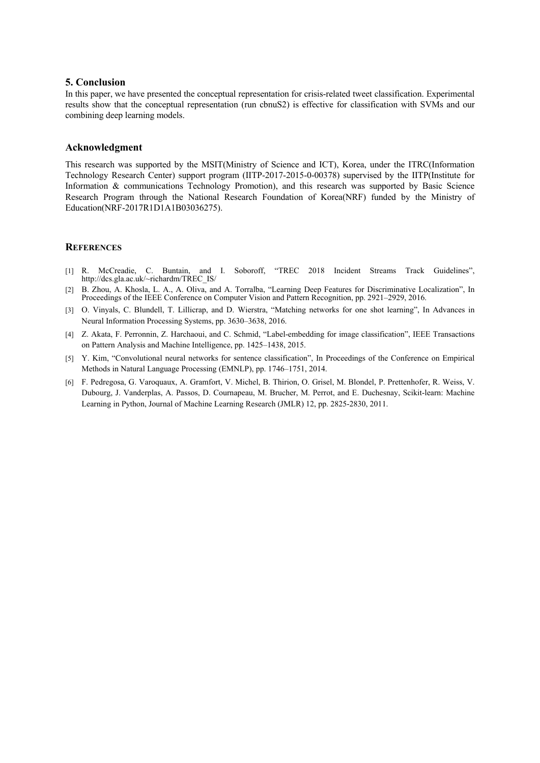## 5. Conclusion

In this paper, we have presented the conceptual representation for crisis-related tweet classification. Experimental results show that the conceptual representation (run cbnuS2) is effective for classification with SVMs and our combining deep learning models.

## Acknowledgment

This research was supported by the MSIT(Ministry of Science and ICT), Korea, under the ITRC(Information Technology Research Center) support program (IITP-2017-2015-0-00378) supervised by the IITP(Institute for Information & communications Technology Promotion), and this research was supported by Basic Science Research Program through the National Research Foundation of Korea(NRF) funded by the Ministry of Education(NRF-2017R1D1A1B03036275).

## REFERENCES

[1] R. McCreadie, C. Buntain, and I. Soboroff, "TREC 2018 Incident Streams Track Guidelines", http://dcs.gla.ac.uk/~richardm/TREC_IS/

[2] B. Zhou, A. Khosla, L. A., A. Oliva, and A. Torralba, "Learning Deep Features for Discriminative Localization", In Proceedings of the IEEE Conference on Computer Vision and Pattern Recognition, pp. 2921–2929, 2016.

[3] O. Vinyals, C. Blundell, T. Lillicrap, and D. Wierstra, "Matching networks for one shot learning", In Advances in Neural Information Processing Systems, pp. 3630–3638, 2016.

[4] Z. Akata, F. Perronnin, Z. Harchaoui, and C. Schmid, "Label-embedding for image classification", IEEE Transactions on Pattern Analysis and Machine Intelligence, pp. 1425–1438, 2015.

[5] Y. Kim, "Convolutional neural networks for sentence classification", In Proceedings of the Conference on Empirical Methods in Natural Language Processing (EMNLP), pp. 1746–1751, 2014.

[6] F. Pedregosa, G. Varoquaux, A. Gramfort, V. Michel, B. Thirion, O. Grisel, M. Blondel, P. Prettenhofer, R. Weiss, V. Dubourg, J. Vanderplas, A. Passos, D. Cournapeau, M. Brucher, M. Perrot, and E. Duchesnay, Scikit-learn: Machine Learning in Python, Journal of Machine Learning Research (JMLR) 12, pp. 2825-2830, 2011.